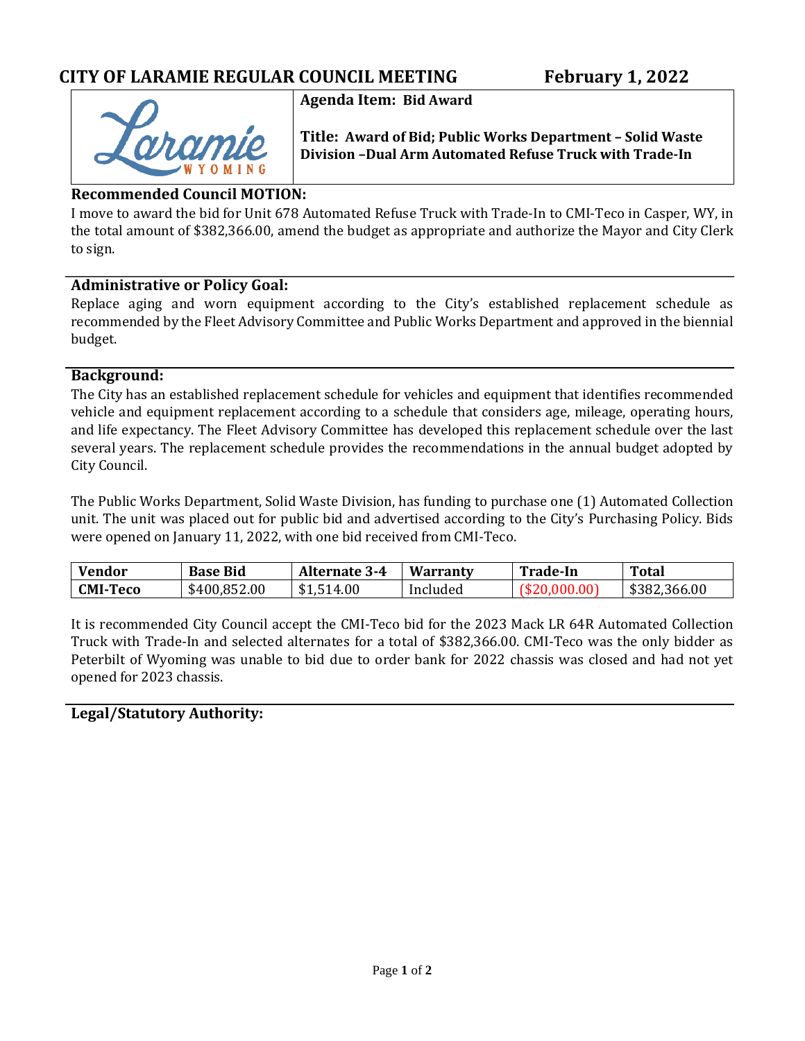# CITY OF LARAMIE REGULAR COUNCIL MEETING February 1, 2022

**Agenda Item: Bid Award**

**Title: Award of Bid; Public Works Department – Solid Waste Division –Dual Arm Automated Refuse Truck with Trade-In**

## Recommended Council MOTION:

I move to award the bid for Unit 678 Automated Refuse Truck with Trade-In to CMI-Teco in Casper, WY, in the total amount of $382,366.00, amend the budget as appropriate and authorize the Mayor and City Clerk to sign.

## Administrative or Policy Goal:

Replace aging and worn equipment according to the City's established replacement schedule as recommended by the Fleet Advisory Committee and Public Works Department and approved in the biennial budget.

## Background:

The City has an established replacement schedule for vehicles and equipment that identifies recommended vehicle and equipment replacement according to a schedule that considers age, mileage, operating hours, and life expectancy. The Fleet Advisory Committee has developed this replacement schedule over the last several years. The replacement schedule provides the recommendations in the annual budget adopted by City Council.

The Public Works Department, Solid Waste Division, has funding to purchase one (1) Automated Collection unit. The unit was placed out for public bid and advertised according to the City's Purchasing Policy. Bids were opened on January 11, 2022, with one bid received from CMI-Teco.

| Vendor | Base Bid | Alternate 3-4 | Warranty | Trade-In | Total |
|---|---|---|---|---|---|
| CMI-Teco | $400,852.00 | $1,514.00 | Included | ($20,000.00) | $382,366.00 |

It is recommended City Council accept the CMI-Teco bid for the 2023 Mack LR 64R Automated Collection Truck with Trade-In and selected alternates for a total of $382,366.00. CMI-Teco was the only bidder as Peterbilt of Wyoming was unable to bid due to order bank for 2022 chassis was closed and had not yet opened for 2023 chassis.

## Legal/Statutory Authority: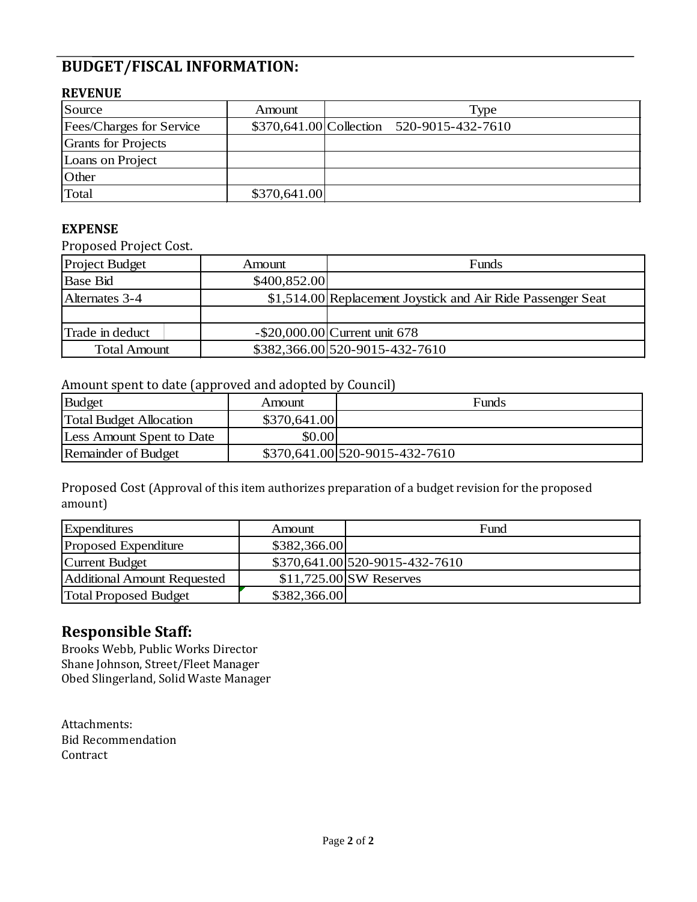# BUDGET/FISCAL INFORMATION:

**REVENUE**

| Source | Amount | Type |
|---|---|---|
| Fees/Charges for Service | $370,641.00 | Collection 520-9015-432-7610 |
| Grants for Projects | | |
| Loans on Project | | |
| Other | | |
| Total | $370,641.00 | |

**EXPENSE**

Proposed Project Cost.

| Project Budget | Amount | Funds |
|---|---|---|
| Base Bid | $400,852.00 | |
| Alternates 3-4 | $1,514.00 | Replacement Joystick and Air Ride Passenger Seat |
| | | |
| Trade in deduct | -$20,000.00 | Current unit 678 |
| Total Amount | $382,366.00 | 520-9015-432-7610 |

Amount spent to date (approved and adopted by Council)

| Budget | Amount | Funds |
|---|---|---|
| Total Budget Allocation | $370,641.00 | |
| Less Amount Spent to Date | $0.00 | |
| Remainder of Budget | $370,641.00 | 520-9015-432-7610 |

Proposed Cost (Approval of this item authorizes preparation of a budget revision for the proposed amount)

| Expenditures | Amount | Fund |
|---|---|---|
| Proposed Expenditure | $382,366.00 | |
| Current Budget | $370,641.00 | 520-9015-432-7610 |
| Additional Amount Requested | $11,725.00 | SW Reserves |
| Total Proposed Budget | $382,366.00 | |

## Responsible Staff:

Brooks Webb, Public Works Director
Shane Johnson, Street/Fleet Manager
Obed Slingerland, Solid Waste Manager

Attachments:
Bid Recommendation
Contract